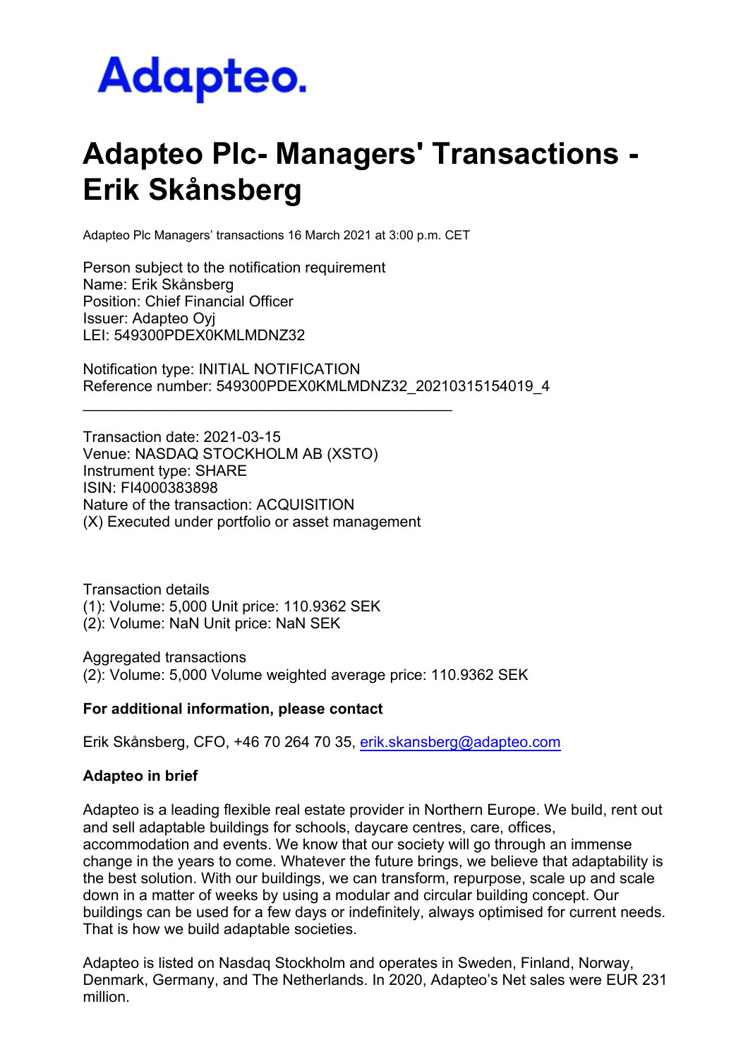Adapteo.

# Adapteo Plc- Managers' Transactions - Erik Skånsberg

Adapteo Plc Managers' transactions 16 March 2021 at 3:00 p.m. CET

Person subject to the notification requirement
Name: Erik Skånsberg
Position: Chief Financial Officer
Issuer: Adapteo Oyj
LEI: 549300PDEX0KMLMDNZ32

Notification type: INITIAL NOTIFICATION
Reference number: 549300PDEX0KMLMDNZ32_20210315154019_4

---

Transaction date: 2021-03-15
Venue: NASDAQ STOCKHOLM AB (XSTO)
Instrument type: SHARE
ISIN: FI4000383898
Nature of the transaction: ACQUISITION
(X) Executed under portfolio or asset management

Transaction details
(1): Volume: 5,000 Unit price: 110.9362 SEK
(2): Volume: NaN Unit price: NaN SEK

Aggregated transactions
(2): Volume: 5,000 Volume weighted average price: 110.9362 SEK

**For additional information, please contact**

Erik Skånsberg, CFO, +46 70 264 70 35, erik.skansberg@adapteo.com

**Adapteo in brief**

Adapteo is a leading flexible real estate provider in Northern Europe. We build, rent out and sell adaptable buildings for schools, daycare centres, care, offices, accommodation and events. We know that our society will go through an immense change in the years to come. Whatever the future brings, we believe that adaptability is the best solution. With our buildings, we can transform, repurpose, scale up and scale down in a matter of weeks by using a modular and circular building concept. Our buildings can be used for a few days or indefinitely, always optimised for current needs. That is how we build adaptable societies.

Adapteo is listed on Nasdaq Stockholm and operates in Sweden, Finland, Norway, Denmark, Germany, and The Netherlands. In 2020, Adapteo's Net sales were EUR 231 million.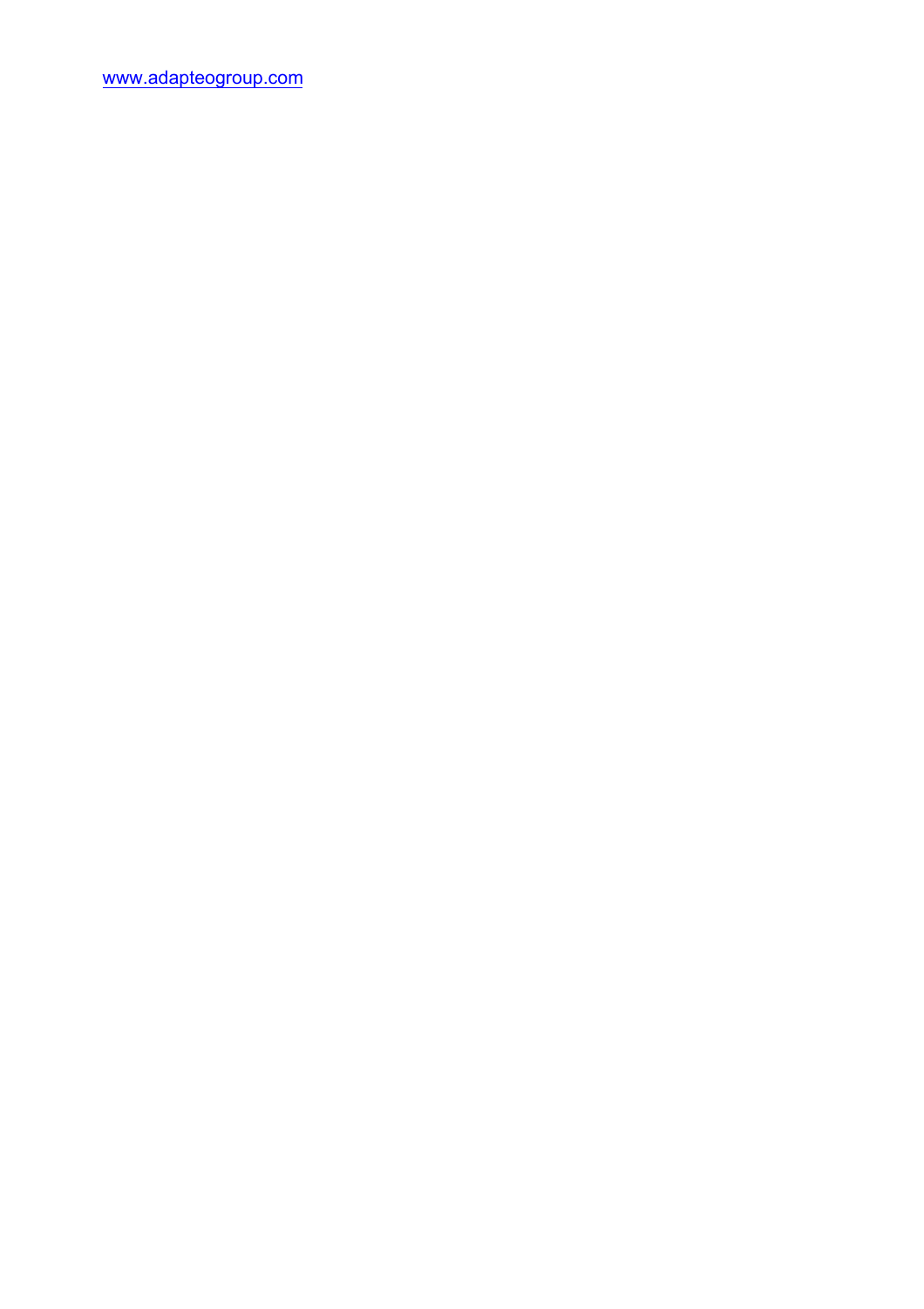[www.adapteogroup.com](http://www.adapteogroup.com)